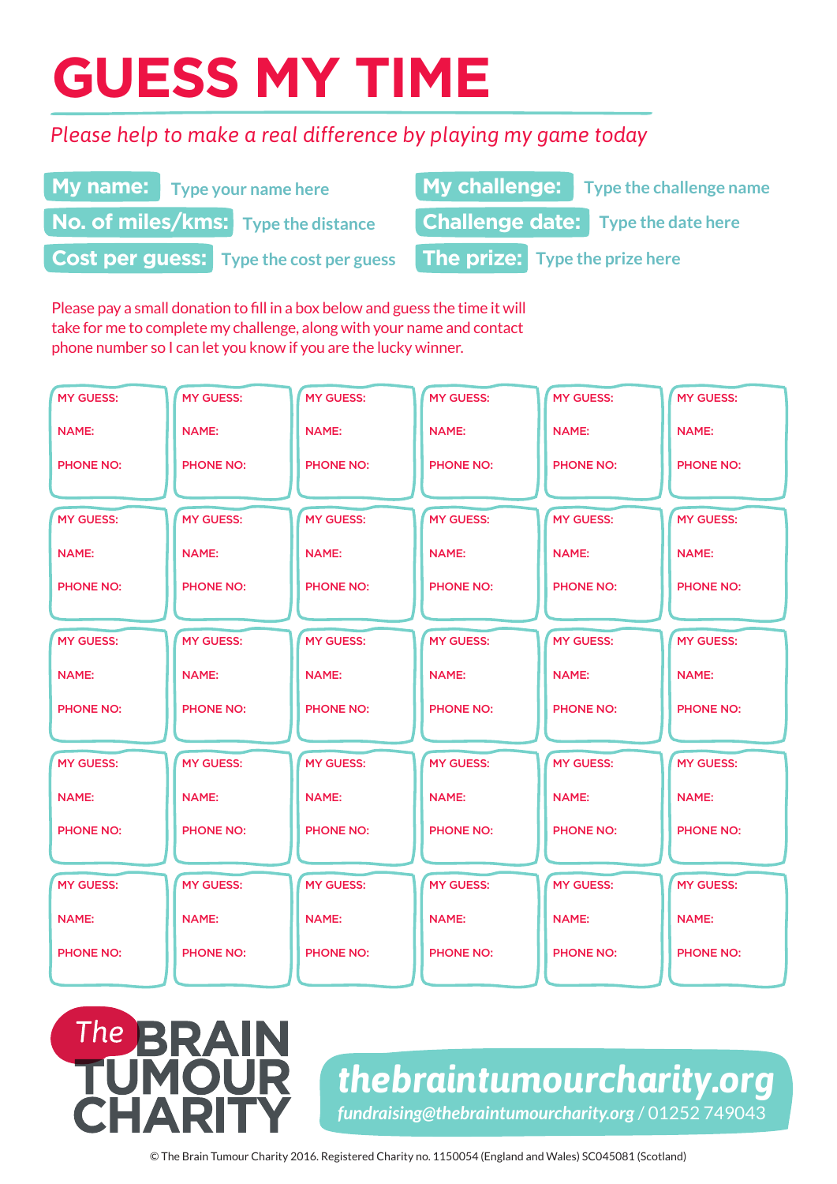# GUESS MY TIME

*Please help to make a real difference by playing my game today*

**My name:** Type your name here

**No. of miles/kms:** Type the distance

**Cost per guess:** Type the cost per guess

**My challenge:** Type the challenge name

**Challenge date:** Type the date here

**The prize:** Type the prize here

Please pay a small donation to fill in a box below and guess the time it will take for me to complete my challenge, along with your name and contact phone number so I can let you know if you are the lucky winner.

| | | | | | |
|---|---|---|---|---|---|
| MY GUESS:<br>NAME:<br>PHONE NO: | MY GUESS:<br>NAME:<br>PHONE NO: | MY GUESS:<br>NAME:<br>PHONE NO: | MY GUESS:<br>NAME:<br>PHONE NO: | MY GUESS:<br>NAME:<br>PHONE NO: | MY GUESS:<br>NAME:<br>PHONE NO: |
| MY GUESS:<br>NAME:<br>PHONE NO: | MY GUESS:<br>NAME:<br>PHONE NO: | MY GUESS:<br>NAME:<br>PHONE NO: | MY GUESS:<br>NAME:<br>PHONE NO: | MY GUESS:<br>NAME:<br>PHONE NO: | MY GUESS:<br>NAME:<br>PHONE NO: |
| MY GUESS:<br>NAME:<br>PHONE NO: | MY GUESS:<br>NAME:<br>PHONE NO: | MY GUESS:<br>NAME:<br>PHONE NO: | MY GUESS:<br>NAME:<br>PHONE NO: | MY GUESS:<br>NAME:<br>PHONE NO: | MY GUESS:<br>NAME:<br>PHONE NO: |
| MY GUESS:<br>NAME:<br>PHONE NO: | MY GUESS:<br>NAME:<br>PHONE NO: | MY GUESS:<br>NAME:<br>PHONE NO: | MY GUESS:<br>NAME:<br>PHONE NO: | MY GUESS:<br>NAME:<br>PHONE NO: | MY GUESS:<br>NAME:<br>PHONE NO: |
| MY GUESS:<br>NAME:<br>PHONE NO: | MY GUESS:<br>NAME:<br>PHONE NO: | MY GUESS:<br>NAME:<br>PHONE NO: | MY GUESS:<br>NAME:<br>PHONE NO: | MY GUESS:<br>NAME:<br>PHONE NO: | MY GUESS:<br>NAME:<br>PHONE NO: |

The BRAIN TUMOUR CHARITY

**thebraintumourcharity.org**

*fundraising@thebraintumourcharity.org* / 01252 749043

© The Brain Tumour Charity 2016. Registered Charity no. 1150054 (England and Wales) SC045081 (Scotland)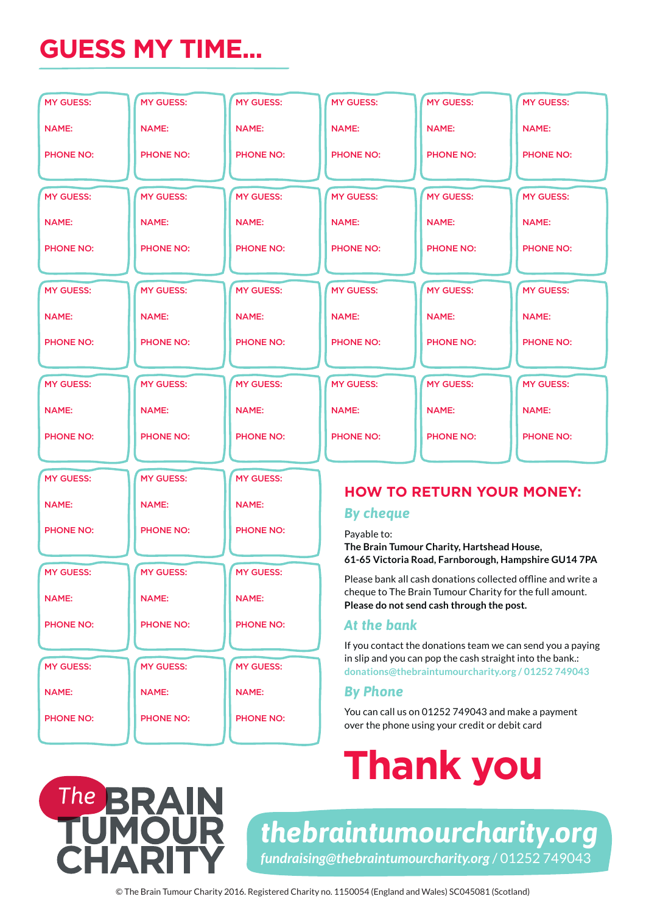# GUESS MY TIME...

| | | | | | |
|---|---|---|---|---|---|
| MY GUESS:<br>NAME:<br>PHONE NO: | MY GUESS:<br>NAME:<br>PHONE NO: | MY GUESS:<br>NAME:<br>PHONE NO: | MY GUESS:<br>NAME:<br>PHONE NO: | MY GUESS:<br>NAME:<br>PHONE NO: | MY GUESS:<br>NAME:<br>PHONE NO: |
| MY GUESS:<br>NAME:<br>PHONE NO: | MY GUESS:<br>NAME:<br>PHONE NO: | MY GUESS:<br>NAME:<br>PHONE NO: | MY GUESS:<br>NAME:<br>PHONE NO: | MY GUESS:<br>NAME:<br>PHONE NO: | MY GUESS:<br>NAME:<br>PHONE NO: |
| MY GUESS:<br>NAME:<br>PHONE NO: | MY GUESS:<br>NAME:<br>PHONE NO: | MY GUESS:<br>NAME:<br>PHONE NO: | MY GUESS:<br>NAME:<br>PHONE NO: | MY GUESS:<br>NAME:<br>PHONE NO: | MY GUESS:<br>NAME:<br>PHONE NO: |
| MY GUESS:<br>NAME:<br>PHONE NO: | MY GUESS:<br>NAME:<br>PHONE NO: | MY GUESS:<br>NAME:<br>PHONE NO: | MY GUESS:<br>NAME:<br>PHONE NO: | MY GUESS:<br>NAME:<br>PHONE NO: | MY GUESS:<br>NAME:<br>PHONE NO: |
| MY GUESS:<br>NAME:<br>PHONE NO: | MY GUESS:<br>NAME:<br>PHONE NO: | MY GUESS:<br>NAME:<br>PHONE NO: | | | |
| MY GUESS:<br>NAME:<br>PHONE NO: | MY GUESS:<br>NAME:<br>PHONE NO: | MY GUESS:<br>NAME:<br>PHONE NO: | | | |
| MY GUESS:<br>NAME:<br>PHONE NO: | MY GUESS:<br>NAME:<br>PHONE NO: | MY GUESS:<br>NAME:<br>PHONE NO: | | | |

## HOW TO RETURN YOUR MONEY:

### *By cheque*

Payable to:
**The Brain Tumour Charity, Hartshead House, 61-65 Victoria Road, Farnborough, Hampshire GU14 7PA**

Please bank all cash donations collected offline and write a cheque to The Brain Tumour Charity for the full amount. **Please do not send cash through the post.**

### *At the bank*

If you contact the donations team we can send you a paying in slip and you can pop the cash straight into the bank.: donations@thebraintumourcharity.org / 01252 749043

### *By Phone*

You can call us on 01252 749043 and make a payment over the phone using your credit or debit card

# Thank you

The BRAIN TUMOUR CHARITY

**thebraintumourcharity.org**
*fundraising@thebraintumourcharity.org* / 01252 749043

© The Brain Tumour Charity 2016. Registered Charity no. 1150054 (England and Wales) SC045081 (Scotland)